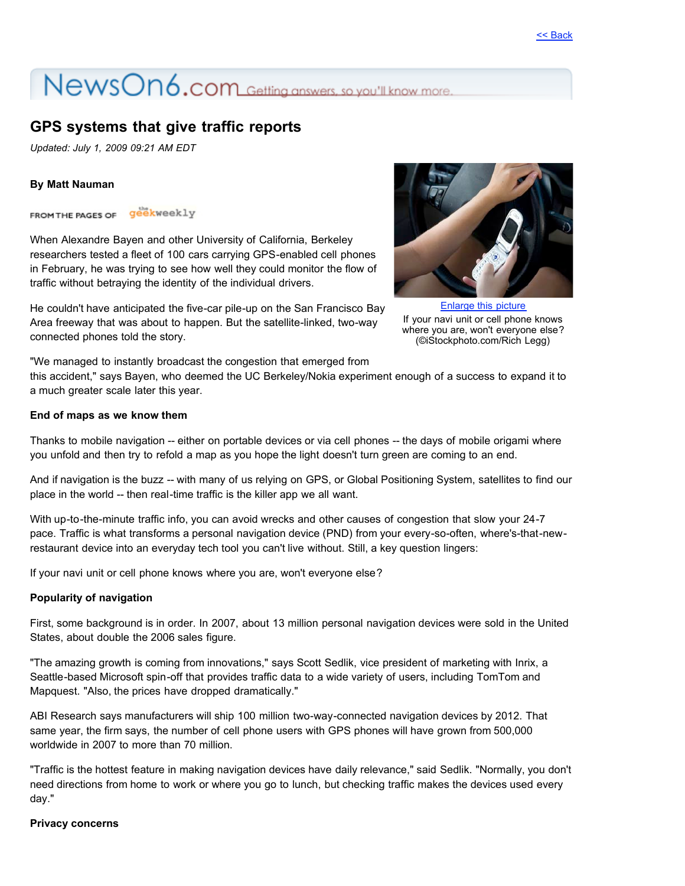<< Back

NewsOn6.com Getting answers, so you'll know more.

# GPS systems that give traffic reports

*Updated: July 1, 2009 09:21 AM EDT*

**By Matt Nauman**

FROM THE PAGES OF the geekweekly

When Alexandre Bayen and other University of California, Berkeley researchers tested a fleet of 100 cars carrying GPS-enabled cell phones in February, he was trying to see how well they could monitor the flow of traffic without betraying the identity of the individual drivers.

He couldn't have anticipated the five-car pile-up on the San Francisco Bay Area freeway that was about to happen. But the satellite-linked, two-way connected phones told the story.

Enlarge this picture

If your navi unit or cell phone knows where you are, won't everyone else? (©iStockphoto.com/Rich Legg)

"We managed to instantly broadcast the congestion that emerged from this accident," says Bayen, who deemed the UC Berkeley/Nokia experiment enough of a success to expand it to a much greater scale later this year.

**End of maps as we know them**

Thanks to mobile navigation -- either on portable devices or via cell phones -- the days of mobile origami where you unfold and then try to refold a map as you hope the light doesn't turn green are coming to an end.

And if navigation is the buzz -- with many of us relying on GPS, or Global Positioning System, satellites to find our place in the world -- then real-time traffic is the killer app we all want.

With up-to-the-minute traffic info, you can avoid wrecks and other causes of congestion that slow your 24-7 pace. Traffic is what transforms a personal navigation device (PND) from your every-so-often, where's-that-new-restaurant device into an everyday tech tool you can't live without. Still, a key question lingers:

If your navi unit or cell phone knows where you are, won't everyone else?

**Popularity of navigation**

First, some background is in order. In 2007, about 13 million personal navigation devices were sold in the United States, about double the 2006 sales figure.

"The amazing growth is coming from innovations," says Scott Sedlik, vice president of marketing with Inrix, a Seattle-based Microsoft spin-off that provides traffic data to a wide variety of users, including TomTom and Mapquest. "Also, the prices have dropped dramatically."

ABI Research says manufacturers will ship 100 million two-way-connected navigation devices by 2012. That same year, the firm says, the number of cell phone users with GPS phones will have grown from 500,000 worldwide in 2007 to more than 70 million.

"Traffic is the hottest feature in making navigation devices have daily relevance," said Sedlik. "Normally, you don't need directions from home to work or where you go to lunch, but checking traffic makes the devices used every day."

**Privacy concerns**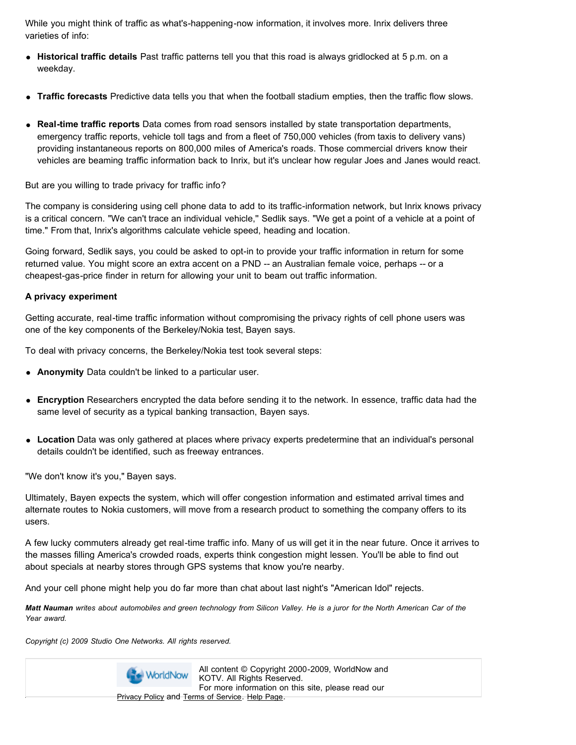While you might think of traffic as what's-happening-now information, it involves more. Inrix delivers three varieties of info:

- **Historical traffic details** Past traffic patterns tell you that this road is always gridlocked at 5 p.m. on a weekday.
- **Traffic forecasts** Predictive data tells you that when the football stadium empties, then the traffic flow slows.
- **Real-time traffic reports** Data comes from road sensors installed by state transportation departments, emergency traffic reports, vehicle toll tags and from a fleet of 750,000 vehicles (from taxis to delivery vans) providing instantaneous reports on 800,000 miles of America's roads. Those commercial drivers know their vehicles are beaming traffic information back to Inrix, but it's unclear how regular Joes and Janes would react.

But are you willing to trade privacy for traffic info?

The company is considering using cell phone data to add to its traffic-information network, but Inrix knows privacy is a critical concern. "We can't trace an individual vehicle," Sedlik says. "We get a point of a vehicle at a point of time." From that, Inrix's algorithms calculate vehicle speed, heading and location.

Going forward, Sedlik says, you could be asked to opt-in to provide your traffic information in return for some returned value. You might score an extra accent on a PND -- an Australian female voice, perhaps -- or a cheapest-gas-price finder in return for allowing your unit to beam out traffic information.

**A privacy experiment**

Getting accurate, real-time traffic information without compromising the privacy rights of cell phone users was one of the key components of the Berkeley/Nokia test, Bayen says.

To deal with privacy concerns, the Berkeley/Nokia test took several steps:

- **Anonymity** Data couldn't be linked to a particular user.
- **Encryption** Researchers encrypted the data before sending it to the network. In essence, traffic data had the same level of security as a typical banking transaction, Bayen says.
- **Location** Data was only gathered at places where privacy experts predetermine that an individual's personal details couldn't be identified, such as freeway entrances.

"We don't know it's you," Bayen says.

Ultimately, Bayen expects the system, which will offer congestion information and estimated arrival times and alternate routes to Nokia customers, will move from a research product to something the company offers to its users.

A few lucky commuters already get real-time traffic info. Many of us will get it in the near future. Once it arrives to the masses filling America's crowded roads, experts think congestion might lessen. You'll be able to find out about specials at nearby stores through GPS systems that know you're nearby.

And your cell phone might help you do far more than chat about last night's "American Idol" rejects.

***Matt Nauman** writes about automobiles and green technology from Silicon Valley. He is a juror for the North American Car of the Year award.*

*Copyright (c) 2009 Studio One Networks. All rights reserved.*

WorldNow

All content © Copyright 2000-2009, WorldNow and KOTV. All Rights Reserved.
For more information on this site, please read our Privacy Policy and Terms of Service. Help Page.